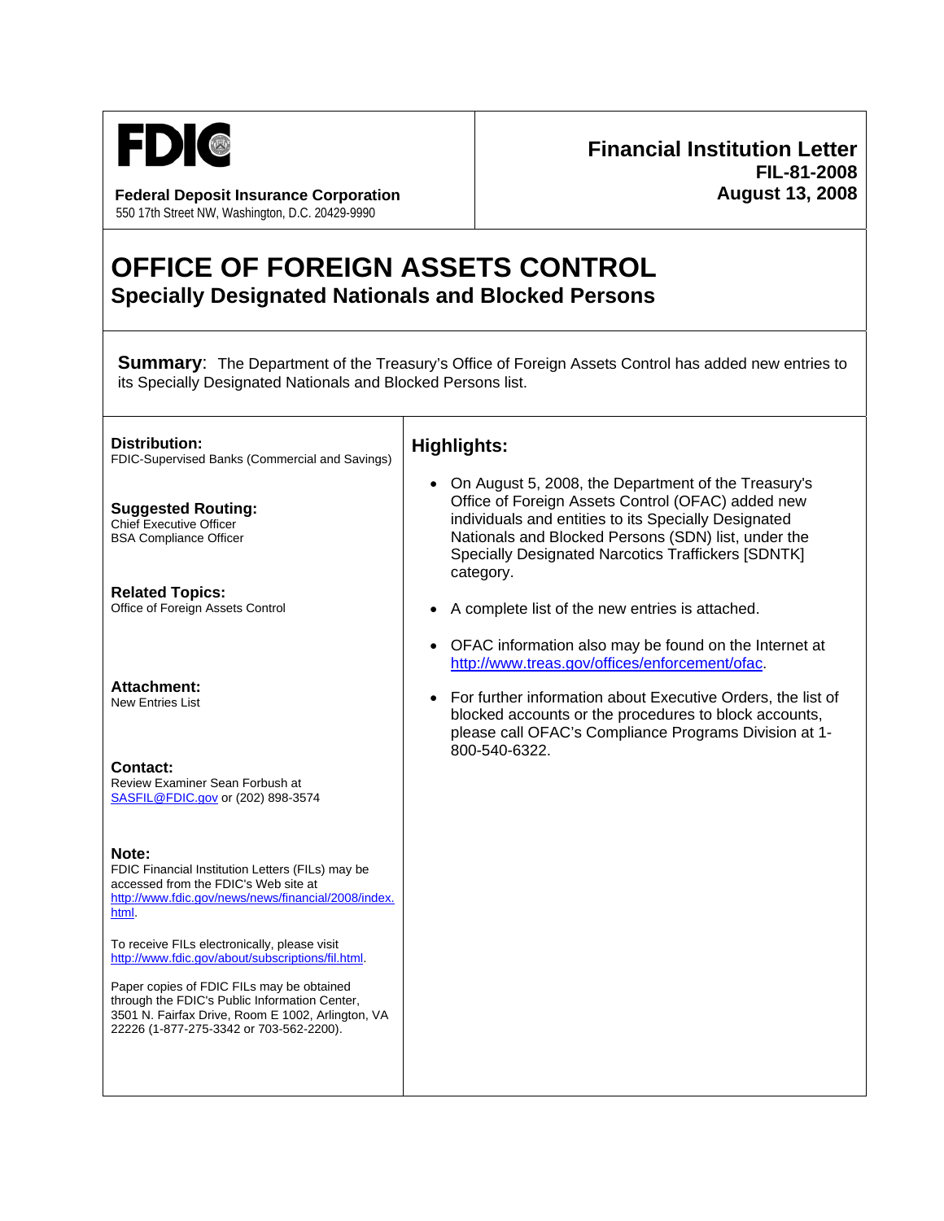**FDIC**

**Federal Deposit Insurance Corporation**
550 17th Street NW, Washington, D.C. 20429-9990

**Financial Institution Letter**
**FIL-81-2008**
**August 13, 2008**

# OFFICE OF FOREIGN ASSETS CONTROL

## Specially Designated Nationals and Blocked Persons

**Summary**: The Department of the Treasury's Office of Foreign Assets Control has added new entries to its Specially Designated Nationals and Blocked Persons list.

**Distribution:**
FDIC-Supervised Banks (Commercial and Savings)

**Suggested Routing:**
Chief Executive Officer
BSA Compliance Officer

**Related Topics:**
Office of Foreign Assets Control

**Attachment:**
New Entries List

**Contact:**
Review Examiner Sean Forbush at SASFIL@FDIC.gov or (202) 898-3574

**Note:**
FDIC Financial Institution Letters (FILs) may be accessed from the FDIC's Web site at http://www.fdic.gov/news/news/financial/2008/index.html.

To receive FILs electronically, please visit http://www.fdic.gov/about/subscriptions/fil.html.

Paper copies of FDIC FILs may be obtained through the FDIC's Public Information Center, 3501 N. Fairfax Drive, Room E 1002, Arlington, VA 22226 (1-877-275-3342 or 703-562-2200).

### Highlights:

- On August 5, 2008, the Department of the Treasury's Office of Foreign Assets Control (OFAC) added new individuals and entities to its Specially Designated Nationals and Blocked Persons (SDN) list, under the Specially Designated Narcotics Traffickers [SDNTK] category.
- A complete list of the new entries is attached.
- OFAC information also may be found on the Internet at http://www.treas.gov/offices/enforcement/ofac.
- For further information about Executive Orders, the list of blocked accounts or the procedures to block accounts, please call OFAC's Compliance Programs Division at 1-800-540-6322.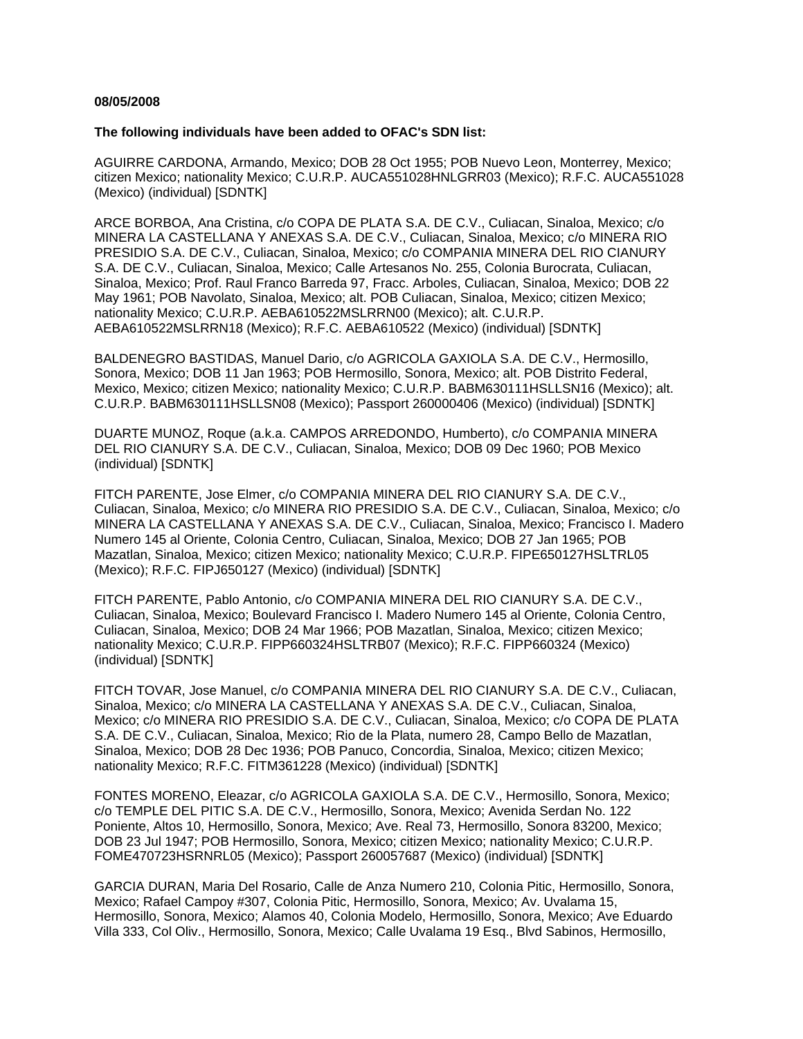**08/05/2008**

**The following individuals have been added to OFAC's SDN list:**

AGUIRRE CARDONA, Armando, Mexico; DOB 28 Oct 1955; POB Nuevo Leon, Monterrey, Mexico; citizen Mexico; nationality Mexico; C.U.R.P. AUCA551028HNLGRR03 (Mexico); R.F.C. AUCA551028 (Mexico) (individual) [SDNTK]

ARCE BORBOA, Ana Cristina, c/o COPA DE PLATA S.A. DE C.V., Culiacan, Sinaloa, Mexico; c/o MINERA LA CASTELLANA Y ANEXAS S.A. DE C.V., Culiacan, Sinaloa, Mexico; c/o MINERA RIO PRESIDIO S.A. DE C.V., Culiacan, Sinaloa, Mexico; c/o COMPANIA MINERA DEL RIO CIANURY S.A. DE C.V., Culiacan, Sinaloa, Mexico; Calle Artesanos No. 255, Colonia Burocrata, Culiacan, Sinaloa, Mexico; Prof. Raul Franco Barreda 97, Fracc. Arboles, Culiacan, Sinaloa, Mexico; DOB 22 May 1961; POB Navolato, Sinaloa, Mexico; alt. POB Culiacan, Sinaloa, Mexico; citizen Mexico; nationality Mexico; C.U.R.P. AEBA610522MSLRRN00 (Mexico); alt. C.U.R.P. AEBA610522MSLRRN18 (Mexico); R.F.C. AEBA610522 (Mexico) (individual) [SDNTK]

BALDENEGRO BASTIDAS, Manuel Dario, c/o AGRICOLA GAXIOLA S.A. DE C.V., Hermosillo, Sonora, Mexico; DOB 11 Jan 1963; POB Hermosillo, Sonora, Mexico; alt. POB Distrito Federal, Mexico, Mexico; citizen Mexico; nationality Mexico; C.U.R.P. BABM630111HSLLSN16 (Mexico); alt. C.U.R.P. BABM630111HSLLSN08 (Mexico); Passport 260000406 (Mexico) (individual) [SDNTK]

DUARTE MUNOZ, Roque (a.k.a. CAMPOS ARREDONDO, Humberto), c/o COMPANIA MINERA DEL RIO CIANURY S.A. DE C.V., Culiacan, Sinaloa, Mexico; DOB 09 Dec 1960; POB Mexico (individual) [SDNTK]

FITCH PARENTE, Jose Elmer, c/o COMPANIA MINERA DEL RIO CIANURY S.A. DE C.V., Culiacan, Sinaloa, Mexico; c/o MINERA RIO PRESIDIO S.A. DE C.V., Culiacan, Sinaloa, Mexico; c/o MINERA LA CASTELLANA Y ANEXAS S.A. DE C.V., Culiacan, Sinaloa, Mexico; Francisco I. Madero Numero 145 al Oriente, Colonia Centro, Culiacan, Sinaloa, Mexico; DOB 27 Jan 1965; POB Mazatlan, Sinaloa, Mexico; citizen Mexico; nationality Mexico; C.U.R.P. FIPE650127HSLTRL05 (Mexico); R.F.C. FIPJ650127 (Mexico) (individual) [SDNTK]

FITCH PARENTE, Pablo Antonio, c/o COMPANIA MINERA DEL RIO CIANURY S.A. DE C.V., Culiacan, Sinaloa, Mexico; Boulevard Francisco I. Madero Numero 145 al Oriente, Colonia Centro, Culiacan, Sinaloa, Mexico; DOB 24 Mar 1966; POB Mazatlan, Sinaloa, Mexico; citizen Mexico; nationality Mexico; C.U.R.P. FIPP660324HSLTRB07 (Mexico); R.F.C. FIPP660324 (Mexico) (individual) [SDNTK]

FITCH TOVAR, Jose Manuel, c/o COMPANIA MINERA DEL RIO CIANURY S.A. DE C.V., Culiacan, Sinaloa, Mexico; c/o MINERA LA CASTELLANA Y ANEXAS S.A. DE C.V., Culiacan, Sinaloa, Mexico; c/o MINERA RIO PRESIDIO S.A. DE C.V., Culiacan, Sinaloa, Mexico; c/o COPA DE PLATA S.A. DE C.V., Culiacan, Sinaloa, Mexico; Rio de la Plata, numero 28, Campo Bello de Mazatlan, Sinaloa, Mexico; DOB 28 Dec 1936; POB Panuco, Concordia, Sinaloa, Mexico; citizen Mexico; nationality Mexico; R.F.C. FITM361228 (Mexico) (individual) [SDNTK]

FONTES MORENO, Eleazar, c/o AGRICOLA GAXIOLA S.A. DE C.V., Hermosillo, Sonora, Mexico; c/o TEMPLE DEL PITIC S.A. DE C.V., Hermosillo, Sonora, Mexico; Avenida Serdan No. 122 Poniente, Altos 10, Hermosillo, Sonora, Mexico; Ave. Real 73, Hermosillo, Sonora 83200, Mexico; DOB 23 Jul 1947; POB Hermosillo, Sonora, Mexico; citizen Mexico; nationality Mexico; C.U.R.P. FOME470723HSRNRL05 (Mexico); Passport 260057687 (Mexico) (individual) [SDNTK]

GARCIA DURAN, Maria Del Rosario, Calle de Anza Numero 210, Colonia Pitic, Hermosillo, Sonora, Mexico; Rafael Campoy #307, Colonia Pitic, Hermosillo, Sonora, Mexico; Av. Uvalama 15, Hermosillo, Sonora, Mexico; Alamos 40, Colonia Modelo, Hermosillo, Sonora, Mexico; Ave Eduardo Villa 333, Col Oliv., Hermosillo, Sonora, Mexico; Calle Uvalama 19 Esq., Blvd Sabinos, Hermosillo,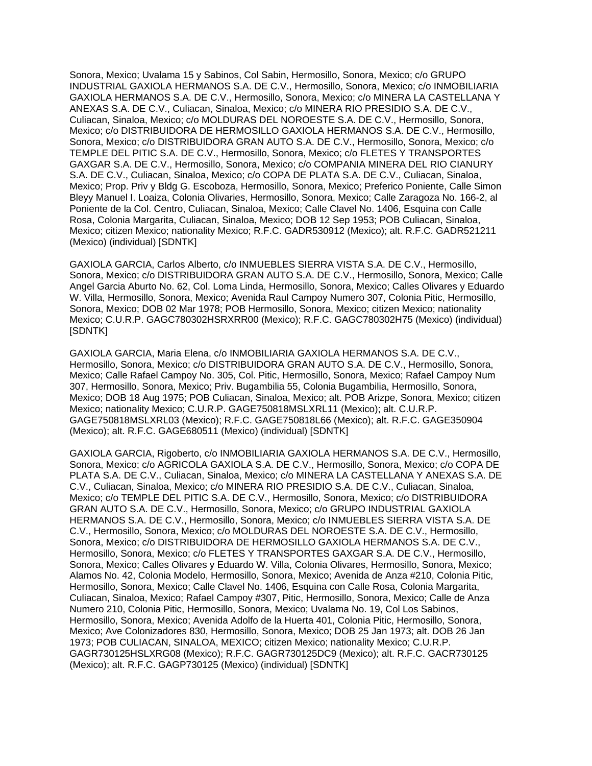Sonora, Mexico; Uvalama 15 y Sabinos, Col Sabin, Hermosillo, Sonora, Mexico; c/o GRUPO INDUSTRIAL GAXIOLA HERMANOS S.A. DE C.V., Hermosillo, Sonora, Mexico; c/o INMOBILIARIA GAXIOLA HERMANOS S.A. DE C.V., Hermosillo, Sonora, Mexico; c/o MINERA LA CASTELLANA Y ANEXAS S.A. DE C.V., Culiacan, Sinaloa, Mexico; c/o MINERA RIO PRESIDIO S.A. DE C.V., Culiacan, Sinaloa, Mexico; c/o MOLDURAS DEL NOROESTE S.A. DE C.V., Hermosillo, Sonora, Mexico; c/o DISTRIBUIDORA DE HERMOSILLO GAXIOLA HERMANOS S.A. DE C.V., Hermosillo, Sonora, Mexico; c/o DISTRIBUIDORA GRAN AUTO S.A. DE C.V., Hermosillo, Sonora, Mexico; c/o TEMPLE DEL PITIC S.A. DE C.V., Hermosillo, Sonora, Mexico; c/o FLETES Y TRANSPORTES GAXGAR S.A. DE C.V., Hermosillo, Sonora, Mexico; c/o COMPANIA MINERA DEL RIO CIANURY S.A. DE C.V., Culiacan, Sinaloa, Mexico; c/o COPA DE PLATA S.A. DE C.V., Culiacan, Sinaloa, Mexico; Prop. Priv y Bldg G. Escoboza, Hermosillo, Sonora, Mexico; Preferico Poniente, Calle Simon Bleyy Manuel I. Loaiza, Colonia Olivaries, Hermosillo, Sonora, Mexico; Calle Zaragoza No. 166-2, al Poniente de la Col. Centro, Culiacan, Sinaloa, Mexico; Calle Clavel No. 1406, Esquina con Calle Rosa, Colonia Margarita, Culiacan, Sinaloa, Mexico; DOB 12 Sep 1953; POB Culiacan, Sinaloa, Mexico; citizen Mexico; nationality Mexico; R.F.C. GADR530912 (Mexico); alt. R.F.C. GADR521211 (Mexico) (individual) [SDNTK]

GAXIOLA GARCIA, Carlos Alberto, c/o INMUEBLES SIERRA VISTA S.A. DE C.V., Hermosillo, Sonora, Mexico; c/o DISTRIBUIDORA GRAN AUTO S.A. DE C.V., Hermosillo, Sonora, Mexico; Calle Angel Garcia Aburto No. 62, Col. Loma Linda, Hermosillo, Sonora, Mexico; Calles Olivares y Eduardo W. Villa, Hermosillo, Sonora, Mexico; Avenida Raul Campoy Numero 307, Colonia Pitic, Hermosillo, Sonora, Mexico; DOB 02 Mar 1978; POB Hermosillo, Sonora, Mexico; citizen Mexico; nationality Mexico; C.U.R.P. GAGC780302HSRXRR00 (Mexico); R.F.C. GAGC780302H75 (Mexico) (individual) [SDNTK]

GAXIOLA GARCIA, Maria Elena, c/o INMOBILIARIA GAXIOLA HERMANOS S.A. DE C.V., Hermosillo, Sonora, Mexico; c/o DISTRIBUIDORA GRAN AUTO S.A. DE C.V., Hermosillo, Sonora, Mexico; Calle Rafael Campoy No. 305, Col. Pitic, Hermosillo, Sonora, Mexico; Rafael Campoy Num 307, Hermosillo, Sonora, Mexico; Priv. Bugambilia 55, Colonia Bugambilia, Hermosillo, Sonora, Mexico; DOB 18 Aug 1975; POB Culiacan, Sinaloa, Mexico; alt. POB Arizpe, Sonora, Mexico; citizen Mexico; nationality Mexico; C.U.R.P. GAGE750818MSLXRL11 (Mexico); alt. C.U.R.P. GAGE750818MSLXRL03 (Mexico); R.F.C. GAGE750818L66 (Mexico); alt. R.F.C. GAGE350904 (Mexico); alt. R.F.C. GAGE680511 (Mexico) (individual) [SDNTK]

GAXIOLA GARCIA, Rigoberto, c/o INMOBILIARIA GAXIOLA HERMANOS S.A. DE C.V., Hermosillo, Sonora, Mexico; c/o AGRICOLA GAXIOLA S.A. DE C.V., Hermosillo, Sonora, Mexico; c/o COPA DE PLATA S.A. DE C.V., Culiacan, Sinaloa, Mexico; c/o MINERA LA CASTELLANA Y ANEXAS S.A. DE C.V., Culiacan, Sinaloa, Mexico; c/o MINERA RIO PRESIDIO S.A. DE C.V., Culiacan, Sinaloa, Mexico; c/o TEMPLE DEL PITIC S.A. DE C.V., Hermosillo, Sonora, Mexico; c/o DISTRIBUIDORA GRAN AUTO S.A. DE C.V., Hermosillo, Sonora, Mexico; c/o GRUPO INDUSTRIAL GAXIOLA HERMANOS S.A. DE C.V., Hermosillo, Sonora, Mexico; c/o INMUEBLES SIERRA VISTA S.A. DE C.V., Hermosillo, Sonora, Mexico; c/o MOLDURAS DEL NOROESTE S.A. DE C.V., Hermosillo, Sonora, Mexico; c/o DISTRIBUIDORA DE HERMOSILLO GAXIOLA HERMANOS S.A. DE C.V., Hermosillo, Sonora, Mexico; c/o FLETES Y TRANSPORTES GAXGAR S.A. DE C.V., Hermosillo, Sonora, Mexico; Calles Olivares y Eduardo W. Villa, Colonia Olivares, Hermosillo, Sonora, Mexico; Alamos No. 42, Colonia Modelo, Hermosillo, Sonora, Mexico; Avenida de Anza #210, Colonia Pitic, Hermosillo, Sonora, Mexico; Calle Clavel No. 1406, Esquina con Calle Rosa, Colonia Margarita, Culiacan, Sinaloa, Mexico; Rafael Campoy #307, Pitic, Hermosillo, Sonora, Mexico; Calle de Anza Numero 210, Colonia Pitic, Hermosillo, Sonora, Mexico; Uvalama No. 19, Col Los Sabinos, Hermosillo, Sonora, Mexico; Avenida Adolfo de la Huerta 401, Colonia Pitic, Hermosillo, Sonora, Mexico; Ave Colonizadores 830, Hermosillo, Sonora, Mexico; DOB 25 Jan 1973; alt. DOB 26 Jan 1973; POB CULIACAN, SINALOA, MEXICO; citizen Mexico; nationality Mexico; C.U.R.P. GAGR730125HSLXRG08 (Mexico); R.F.C. GAGR730125DC9 (Mexico); alt. R.F.C. GACR730125 (Mexico); alt. R.F.C. GAGP730125 (Mexico) (individual) [SDNTK]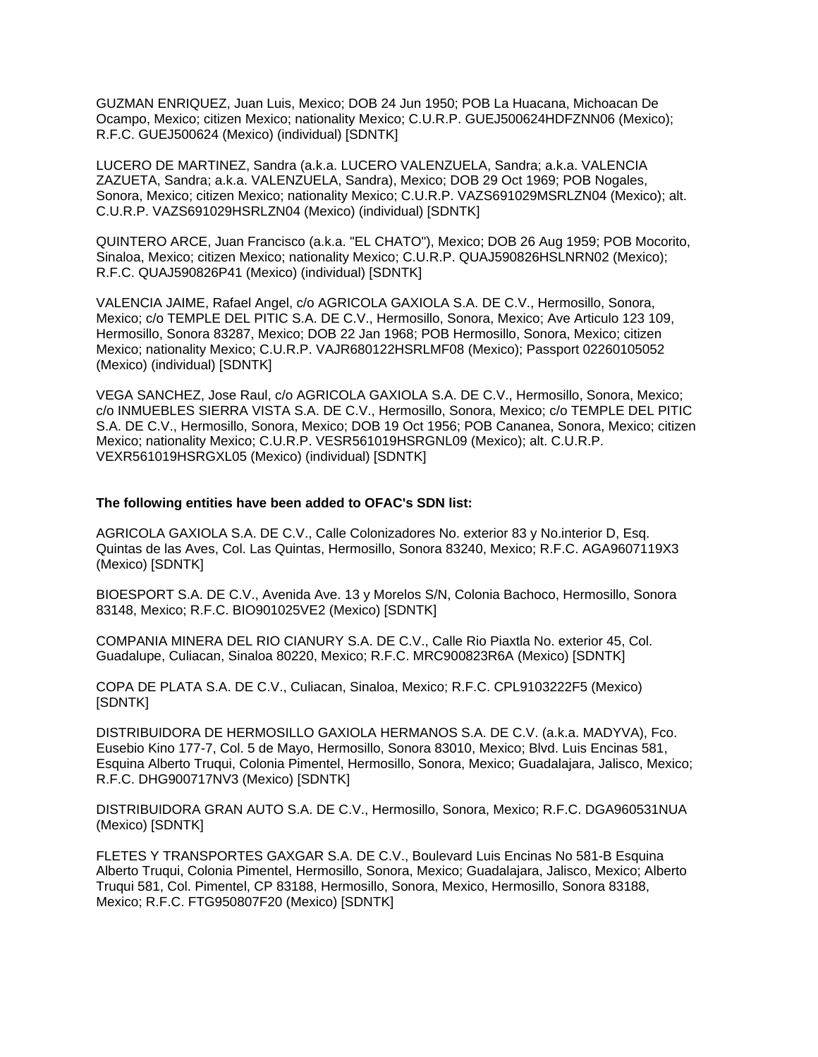GUZMAN ENRIQUEZ, Juan Luis, Mexico; DOB 24 Jun 1950; POB La Huacana, Michoacan De Ocampo, Mexico; citizen Mexico; nationality Mexico; C.U.R.P. GUEJ500624HDFZNN06 (Mexico); R.F.C. GUEJ500624 (Mexico) (individual) [SDNTK]

LUCERO DE MARTINEZ, Sandra (a.k.a. LUCERO VALENZUELA, Sandra; a.k.a. VALENCIA ZAZUETA, Sandra; a.k.a. VALENZUELA, Sandra), Mexico; DOB 29 Oct 1969; POB Nogales, Sonora, Mexico; citizen Mexico; nationality Mexico; C.U.R.P. VAZS691029MSRLZN04 (Mexico); alt. C.U.R.P. VAZS691029HSRLZN04 (Mexico) (individual) [SDNTK]

QUINTERO ARCE, Juan Francisco (a.k.a. "EL CHATO"), Mexico; DOB 26 Aug 1959; POB Mocorito, Sinaloa, Mexico; citizen Mexico; nationality Mexico; C.U.R.P. QUAJ590826HSLNRN02 (Mexico); R.F.C. QUAJ590826P41 (Mexico) (individual) [SDNTK]

VALENCIA JAIME, Rafael Angel, c/o AGRICOLA GAXIOLA S.A. DE C.V., Hermosillo, Sonora, Mexico; c/o TEMPLE DEL PITIC S.A. DE C.V., Hermosillo, Sonora, Mexico; Ave Articulo 123 109, Hermosillo, Sonora 83287, Mexico; DOB 22 Jan 1968; POB Hermosillo, Sonora, Mexico; citizen Mexico; nationality Mexico; C.U.R.P. VAJR680122HSRLMF08 (Mexico); Passport 02260105052 (Mexico) (individual) [SDNTK]

VEGA SANCHEZ, Jose Raul, c/o AGRICOLA GAXIOLA S.A. DE C.V., Hermosillo, Sonora, Mexico; c/o INMUEBLES SIERRA VISTA S.A. DE C.V., Hermosillo, Sonora, Mexico; c/o TEMPLE DEL PITIC S.A. DE C.V., Hermosillo, Sonora, Mexico; DOB 19 Oct 1956; POB Cananea, Sonora, Mexico; citizen Mexico; nationality Mexico; C.U.R.P. VESR561019HSRGNL09 (Mexico); alt. C.U.R.P. VEXR561019HSRGXL05 (Mexico) (individual) [SDNTK]

**The following entities have been added to OFAC's SDN list:**

AGRICOLA GAXIOLA S.A. DE C.V., Calle Colonizadores No. exterior 83 y No.interior D, Esq. Quintas de las Aves, Col. Las Quintas, Hermosillo, Sonora 83240, Mexico; R.F.C. AGA9607119X3 (Mexico) [SDNTK]

BIOESPORT S.A. DE C.V., Avenida Ave. 13 y Morelos S/N, Colonia Bachoco, Hermosillo, Sonora 83148, Mexico; R.F.C. BIO901025VE2 (Mexico) [SDNTK]

COMPANIA MINERA DEL RIO CIANURY S.A. DE C.V., Calle Rio Piaxtla No. exterior 45, Col. Guadalupe, Culiacan, Sinaloa 80220, Mexico; R.F.C. MRC900823R6A (Mexico) [SDNTK]

COPA DE PLATA S.A. DE C.V., Culiacan, Sinaloa, Mexico; R.F.C. CPL9103222F5 (Mexico) [SDNTK]

DISTRIBUIDORA DE HERMOSILLO GAXIOLA HERMANOS S.A. DE C.V. (a.k.a. MADYVA), Fco. Eusebio Kino 177-7, Col. 5 de Mayo, Hermosillo, Sonora 83010, Mexico; Blvd. Luis Encinas 581, Esquina Alberto Truqui, Colonia Pimentel, Hermosillo, Sonora, Mexico; Guadalajara, Jalisco, Mexico; R.F.C. DHG900717NV3 (Mexico) [SDNTK]

DISTRIBUIDORA GRAN AUTO S.A. DE C.V., Hermosillo, Sonora, Mexico; R.F.C. DGA960531NUA (Mexico) [SDNTK]

FLETES Y TRANSPORTES GAXGAR S.A. DE C.V., Boulevard Luis Encinas No 581-B Esquina Alberto Truqui, Colonia Pimentel, Hermosillo, Sonora, Mexico; Guadalajara, Jalisco, Mexico; Alberto Truqui 581, Col. Pimentel, CP 83188, Hermosillo, Sonora, Mexico, Hermosillo, Sonora 83188, Mexico; R.F.C. FTG950807F20 (Mexico) [SDNTK]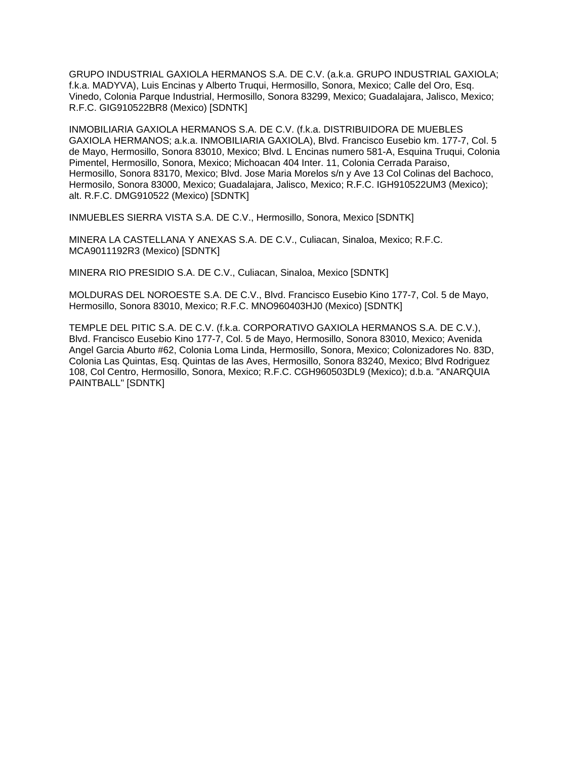GRUPO INDUSTRIAL GAXIOLA HERMANOS S.A. DE C.V. (a.k.a. GRUPO INDUSTRIAL GAXIOLA; f.k.a. MADYVA), Luis Encinas y Alberto Truqui, Hermosillo, Sonora, Mexico; Calle del Oro, Esq. Vinedo, Colonia Parque Industrial, Hermosillo, Sonora 83299, Mexico; Guadalajara, Jalisco, Mexico; R.F.C. GIG910522BR8 (Mexico) [SDNTK]

INMOBILIARIA GAXIOLA HERMANOS S.A. DE C.V. (f.k.a. DISTRIBUIDORA DE MUEBLES GAXIOLA HERMANOS; a.k.a. INMOBILIARIA GAXIOLA), Blvd. Francisco Eusebio km. 177-7, Col. 5 de Mayo, Hermosillo, Sonora 83010, Mexico; Blvd. L Encinas numero 581-A, Esquina Truqui, Colonia Pimentel, Hermosillo, Sonora, Mexico; Michoacan 404 Inter. 11, Colonia Cerrada Paraiso, Hermosillo, Sonora 83170, Mexico; Blvd. Jose Maria Morelos s/n y Ave 13 Col Colinas del Bachoco, Hermosilo, Sonora 83000, Mexico; Guadalajara, Jalisco, Mexico; R.F.C. IGH910522UM3 (Mexico); alt. R.F.C. DMG910522 (Mexico) [SDNTK]

INMUEBLES SIERRA VISTA S.A. DE C.V., Hermosillo, Sonora, Mexico [SDNTK]

MINERA LA CASTELLANA Y ANEXAS S.A. DE C.V., Culiacan, Sinaloa, Mexico; R.F.C. MCA9011192R3 (Mexico) [SDNTK]

MINERA RIO PRESIDIO S.A. DE C.V., Culiacan, Sinaloa, Mexico [SDNTK]

MOLDURAS DEL NOROESTE S.A. DE C.V., Blvd. Francisco Eusebio Kino 177-7, Col. 5 de Mayo, Hermosillo, Sonora 83010, Mexico; R.F.C. MNO960403HJ0 (Mexico) [SDNTK]

TEMPLE DEL PITIC S.A. DE C.V. (f.k.a. CORPORATIVO GAXIOLA HERMANOS S.A. DE C.V.), Blvd. Francisco Eusebio Kino 177-7, Col. 5 de Mayo, Hermosillo, Sonora 83010, Mexico; Avenida Angel Garcia Aburto #62, Colonia Loma Linda, Hermosillo, Sonora, Mexico; Colonizadores No. 83D, Colonia Las Quintas, Esq. Quintas de las Aves, Hermosillo, Sonora 83240, Mexico; Blvd Rodriguez 108, Col Centro, Hermosillo, Sonora, Mexico; R.F.C. CGH960503DL9 (Mexico); d.b.a. "ANARQUIA PAINTBALL" [SDNTK]